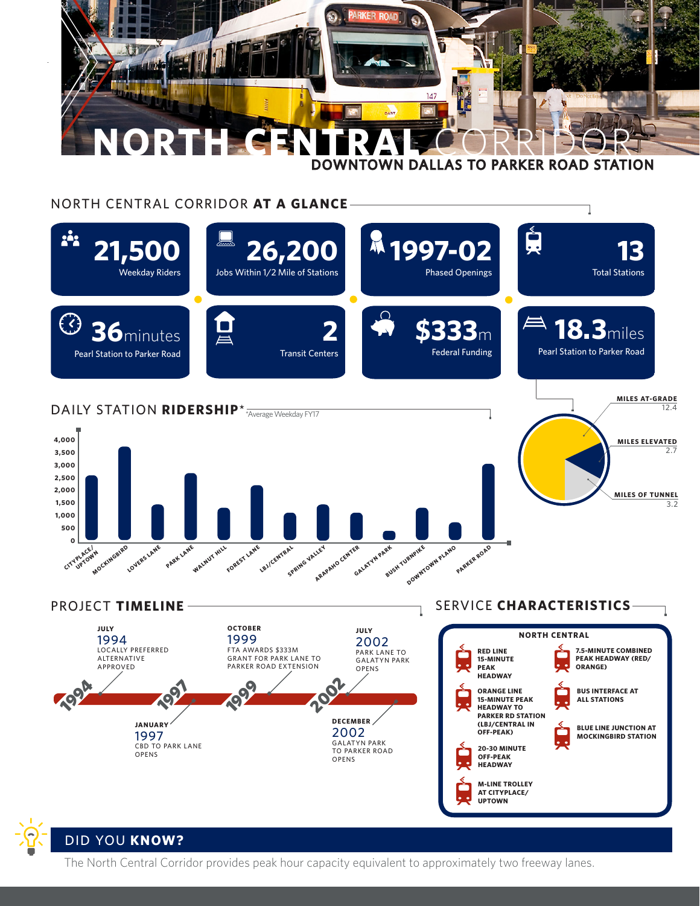# NORTH CENTRAL CORRIDOR

## DOWNTOWN DALLAS TO PARKER ROAD STATION

## NORTH CENTRAL CORRIDOR AT A GLANCE

- **21,500** Weekday Riders
- **26,200** Jobs Within 1/2 Mile of Stations
- **1997-02** Phased Openings
- **13** Total Stations
- **36** minutes Pearl Station to Parker Road
- **2** Transit Centers
- **$333**m Federal Funding
- **18.3** miles Pearl Station to Parker Road

| | Miles |
|---|---|
| MILES AT-GRADE | 12.4 |
| MILES ELEVATED | 2.7 |
| MILES OF TUNNEL | 3.2 |

## DAILY STATION RIDERSHIP*

*Average Weekday FY17

Stations shown (y-axis 0–4,000): CITYPLACE/UPTOWN, MOCKINGBIRD, LOVERS LANE, PARK LANE, WALNUT HILL, FOREST LANE, LBJ/CENTRAL, SPRING VALLEY, ARAPAHO CENTER, GALATYN PARK, BUSH TURNPIKE, DOWNTOWN PLANO, PARKER ROAD

## PROJECT TIMELINE

- **JULY 1994** — LOCALLY PREFERRED ALTERNATIVE APPROVED
- **JANUARY 1997** — CBD TO PARK LANE OPENS
- **OCTOBER 1999** — FTA AWARDS $333M GRANT FOR PARK LANE TO PARKER ROAD EXTENSION
- **JULY 2002** — PARK LANE TO GALATYN PARK OPENS
- **DECEMBER 2002** — GALATYN PARK TO PARKER ROAD OPENS

## SERVICE CHARACTERISTICS

**NORTH CENTRAL**

- RED LINE 15-MINUTE PEAK HEADWAY
- ORANGE LINE 15-MINUTE PEAK HEADWAY TO PARKER RD STATION (LBJ/CENTRAL IN OFF-PEAK)
- 20-30 MINUTE OFF-PEAK HEADWAY
- M-LINE TROLLEY AT CITYPLACE/ UPTOWN
- 7.5-MINUTE COMBINED PEAK HEADWAY (RED/ ORANGE)
- BUS INTERFACE AT ALL STATIONS
- BLUE LINE JUNCTION AT MOCKINGBIRD STATION

## DID YOU KNOW?

The North Central Corridor provides peak hour capacity equivalent to approximately two freeway lanes.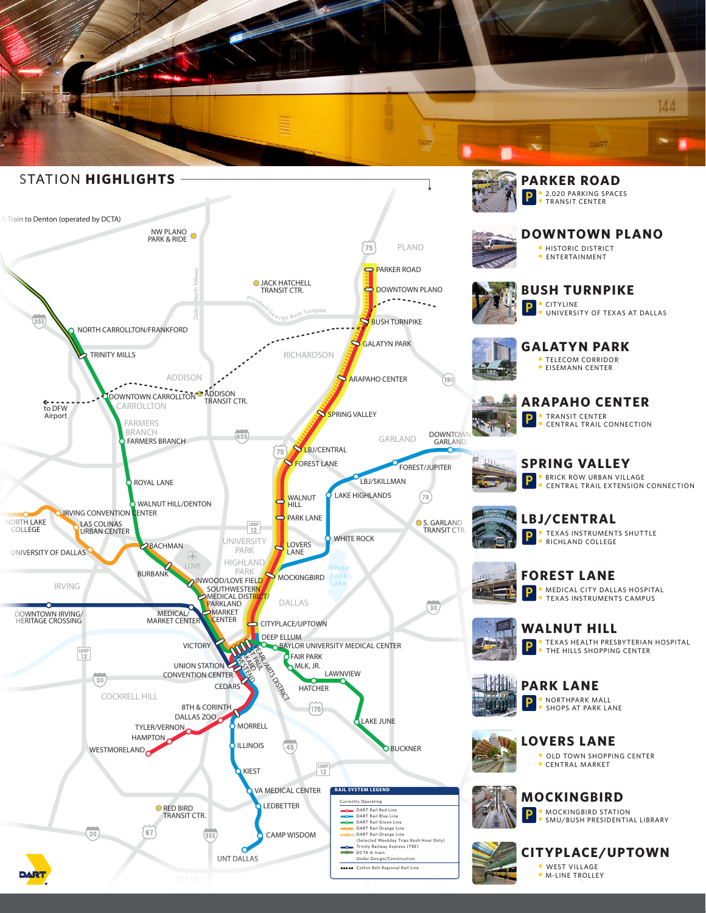## STATION HIGHLIGHTS

A-Train to Denton (operated by DCTA)

NW PLANO PARK & RIDE

JACK HATCHELL TRANSIT CTR.

PLANO

PARKER ROAD

DOWNTOWN PLANO

BUSH TURNPIKE

GALATYN PARK

RICHARDSON

ARAPAHO CENTER

SPRING VALLEY

LBJ/CENTRAL

FOREST LANE

WALNUT HILL

PARK LANE

LOVERS LANE

MOCKINGBIRD

CITYPLACE/UPTOWN

NORTH CARROLLTON/FRANKFORD

TRINITY MILLS

ADDISON

ADDISON TRANSIT CTR.

DOWNTOWN CARROLLTON

CARROLLTON

to DFW Airport

FARMERS BRANCH

ROYAL LANE

WALNUT HILL/DENTON

IRVING CONVENTION CENTER

NORTH LAKE COLLEGE

LAS COLINAS URBAN CENTER

UNIVERSITY OF DALLAS

BACHMAN

BURBANK

INWOOD/LOVE FIELD

SOUTHWESTERN MEDICAL DISTRICT/PARKLAND

MEDICAL/MARKET CENTER

MARKET CENTER

DOWNTOWN IRVING/HERITAGE CROSSING

IRVING

LOVE

UNIVERSITY PARK

HIGHLAND PARK

DALLAS

GARLAND

DOWNTOWN GARLAND

FOREST/JUPITER

LBJ/SKILLMAN

LAKE HIGHLANDS

S. GARLAND TRANSIT CTR.

WHITE ROCK

White Rock Lake

VICTORY

UNION STATION

CONVENTION CENTER

CEDARS

PEARL/ARTS DISTRICT

ST. PAUL

AKARD

WEST END

DEEP ELLUM

BAYLOR UNIVERSITY MEDICAL CENTER

FAIR PARK

MLK, JR.

LAWNVIEW

HATCHER

LAKE JUNE

BUCKNER

COCKRELL HILL

8TH & CORINTH

DALLAS ZOO

TYLER/VERNON

HAMPTON

WESTMORELAND

MORRELL

ILLINOIS

KIEST

VA MEDICAL CENTER

LEDBETTER

CAMP WISDOM

UNT DALLAS

RED BIRD TRANSIT CTR.

GLENN

**RAIL SYSTEM LEGEND**

Currently Operating

- DART Rail Red Line
- DART Rail Blue Line
- DART Rail Green Line
- DART Rail Orange Line
- DART Rail Orange Line (Selected Weekday Trips Rush Hour Only)
- Trinity Railway Express (TRE)
- DCTA A-train

Under Design/Construction

- Cotton Belt Regional Rail Line

### PARKER ROAD
- 2,020 PARKING SPACES
- TRANSIT CENTER

### DOWNTOWN PLANO
- HISTORIC DISTRICT
- ENTERTAINMENT

### BUSH TURNPIKE
- CITYLINE
- UNIVERSITY OF TEXAS AT DALLAS

### GALATYN PARK
- TELECOM CORRIDOR
- EISEMANN CENTER

### ARAPAHO CENTER
- TRANSIT CENTER
- CENTRAL TRAIL CONNECTION

### SPRING VALLEY
- BRICK ROW URBAN VILLAGE
- CENTRAL TRAIL EXTENSION CONNECTION

### LBJ/CENTRAL
- TEXAS INSTRUMENTS SHUTTLE
- RICHLAND COLLEGE

### FOREST LANE
- MEDICAL CITY DALLAS HOSPITAL
- TEXAS INSTRUMENTS CAMPUS

### WALNUT HILL
- TEXAS HEALTH PRESBYTERIAN HOSPITAL
- THE HILLS SHOPPING CENTER

### PARK LANE
- NORTHPARK MALL
- SHOPS AT PARK LANE

### LOVERS LANE
- OLD TOWN SHOPPING CENTER
- CENTRAL MARKET

### MOCKINGBIRD
- MOCKINGBIRD STATION
- SMU/BUSH PRESIDENTIAL LIBRARY

### CITYPLACE/UPTOWN
- WEST VILLAGE
- M-LINE TROLLEY